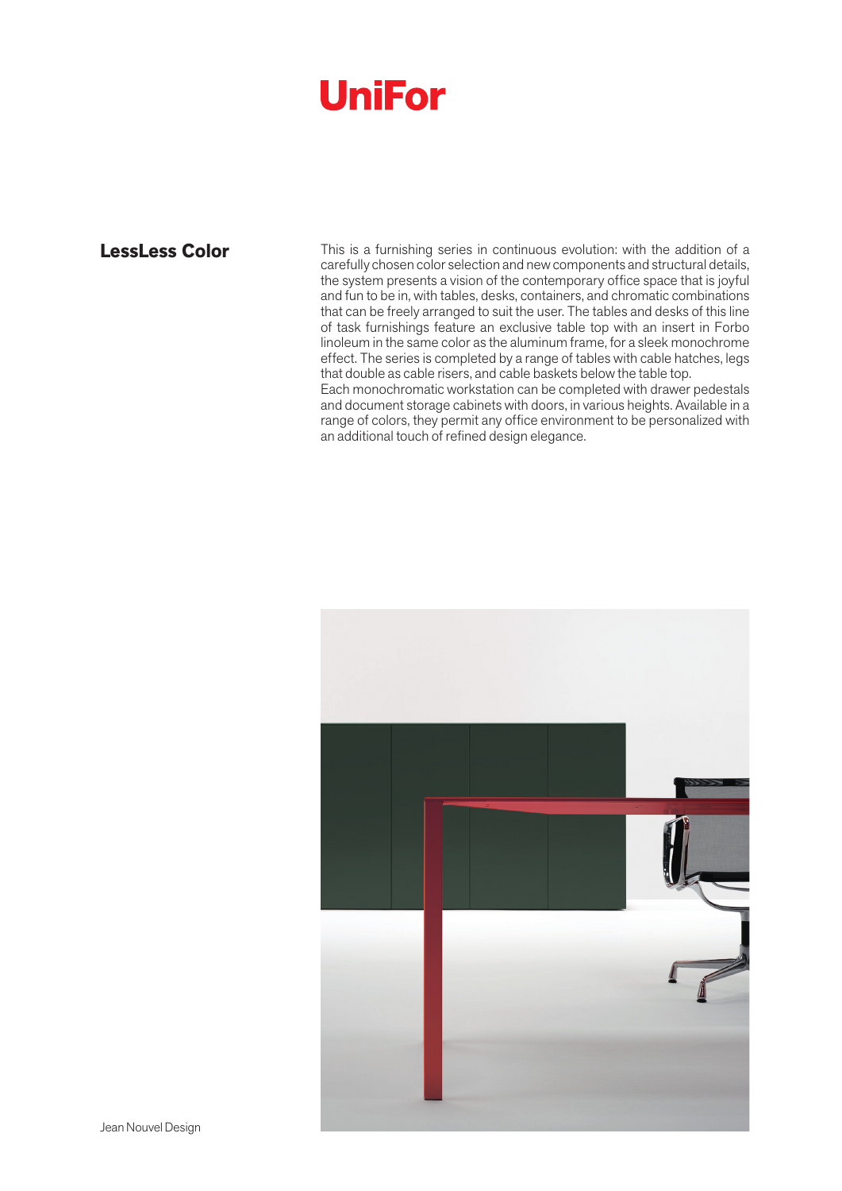# UniFor

## LessLess Color

This is a furnishing series in continuous evolution: with the addition of a carefully chosen color selection and new components and structural details, the system presents a vision of the contemporary office space that is joyful and fun to be in, with tables, desks, containers, and chromatic combinations that can be freely arranged to suit the user. The tables and desks of this line of task furnishings feature an exclusive table top with an insert in Forbo linoleum in the same color as the aluminum frame, for a sleek monochrome effect. The series is completed by a range of tables with cable hatches, legs that double as cable risers, and cable baskets below the table top.
Each monochromatic workstation can be completed with drawer pedestals and document storage cabinets with doors, in various heights. Available in a range of colors, they permit any office environment to be personalized with an additional touch of refined design elegance.

Jean Nouvel Design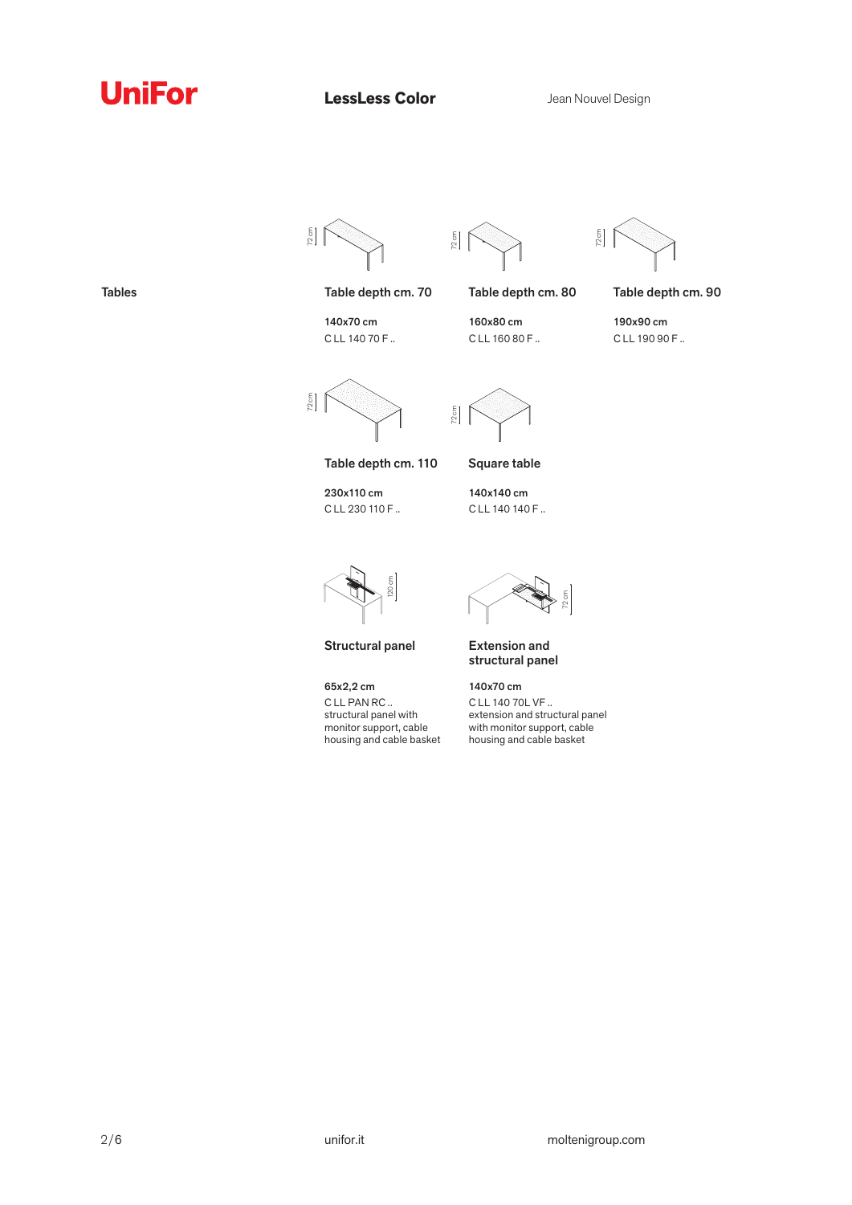# LessLess Color

Jean Nouvel Design

## Tables

### Table depth cm. 70

**140x70 cm**
C LL 140 70 F ..

### Table depth cm. 80

**160x80 cm**
C LL 160 80 F ..

### Table depth cm. 90

**190x90 cm**
C LL 190 90 F ..

### Table depth cm. 110

**230x110 cm**
C LL 230 110 F ..

### Square table

**140x140 cm**
C LL 140 140 F ..

### Structural panel

**65x2,2 cm**
C LL PAN RC ..
structural panel with monitor support, cable housing and cable basket

### Extension and structural panel

**140x70 cm**
C LL 140 70L VF ..
extension and structural panel with monitor support, cable housing and cable basket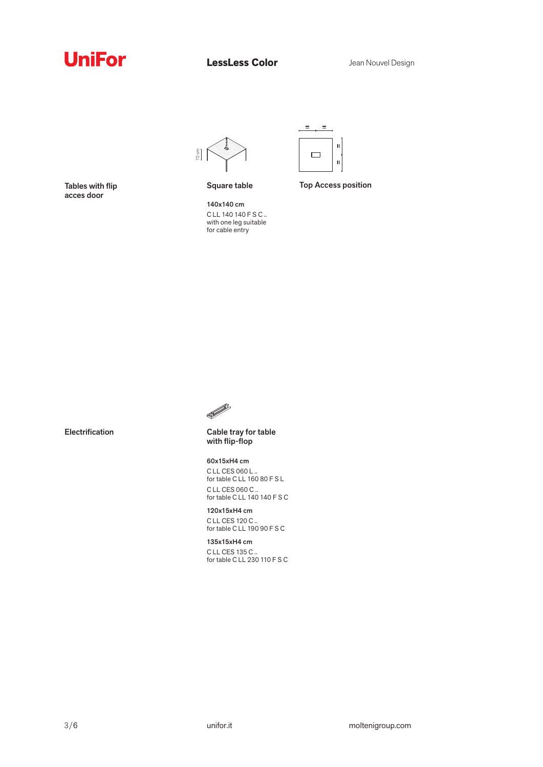## Tables with flip acces door

### Square table

**140x140 cm**
C LL 140 140 F S C ..
with one leg suitable
for cable entry

### Top Access position

## Electrification

### Cable tray for table with flip-flop

**60x15xH4 cm**
C LL CES 060 L ..
for table C LL 160 80 F S L

C LL CES 060 C ..
for table C LL 140 140 F S C

**120x15xH4 cm**
C LL CES 120 C ..
for table C LL 190 90 F S C

**135x15xH4 cm**
C LL CES 135 C ..
for table C LL 230 110 F S C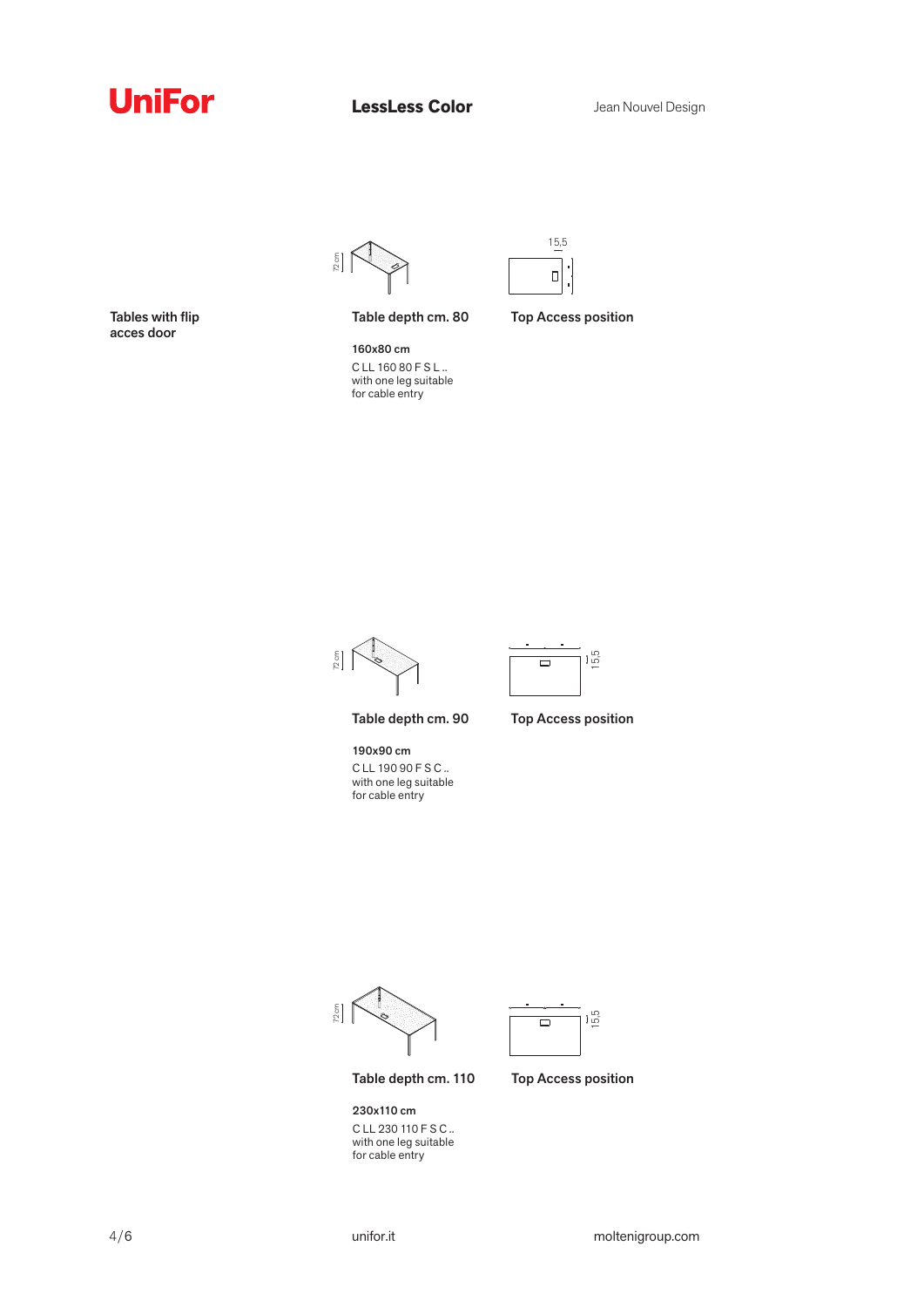UniFor

**LessLess Color**

Jean Nouvel Design

## Tables with flip acces door

### Table depth cm. 80

**160x80 cm**

C LL 160 80 F S L ..
with one leg suitable for cable entry

**Top Access position**

### Table depth cm. 90

**190x90 cm**

C LL 190 90 F S C ..
with one leg suitable for cable entry

**Top Access position**

### Table depth cm. 110

**230x110 cm**

C LL 230 110 F S C ..
with one leg suitable for cable entry

**Top Access position**

unifor.it

moltenigroup.com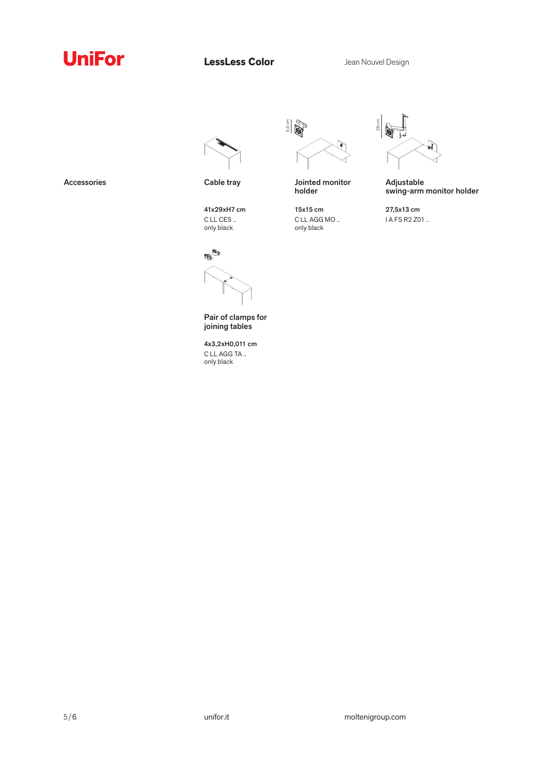UniFor

**LessLess Color**

Jean Nouvel Design

## Accessories

### Cable tray

**41x29xH7 cm**
C LL CES ..
only black

### Jointed monitor holder

**15x15 cm**
C LL AGG MO ..
only black

### Adjustable swing-arm monitor holder

**27,5x13 cm**
I A FS R2 Z01 ..

### Pair of clamps for joining tables

**4x3,2xH0,011 cm**
C LL AGG TA ..
only black

unifor.it

moltenigroup.com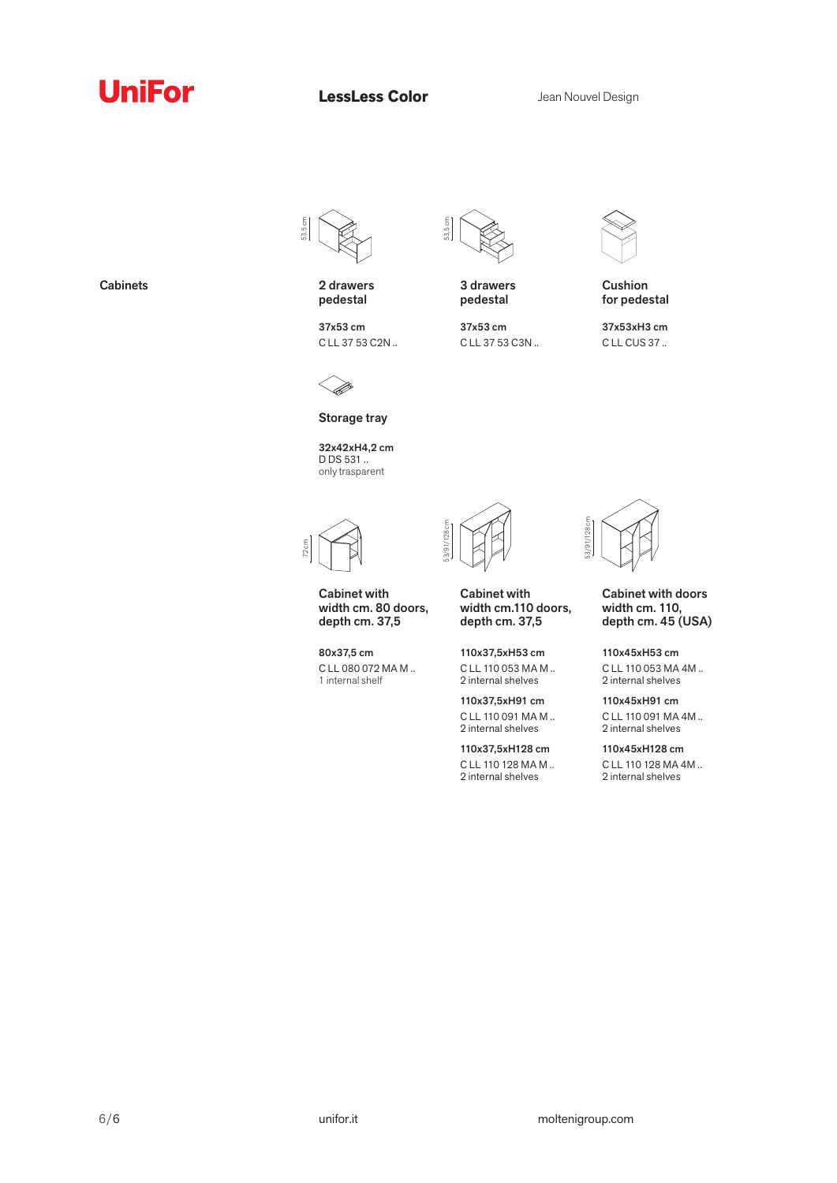## Cabinets

### 2 drawers pedestal

**37x53 cm**
C LL 37 53 C2N ..

### 3 drawers pedestal

**37x53 cm**
C LL 37 53 C3N ..

### Cushion for pedestal

**37x53xH3 cm**
C LL CUS 37 ..

### Storage tray

**32x42xH4,2 cm**
D DS 531 ..
only trasparent

### Cabinet with width cm. 80 doors, depth cm. 37,5

**80x37,5 cm**
C LL 080 072 MA M ..
1 internal shelf

### Cabinet with width cm.110 doors, depth cm. 37,5

**110x37,5xH53 cm**
C LL 110 053 MA M ..
2 internal shelves

**110x37,5xH91 cm**
C LL 110 091 MA M ..
2 internal shelves

**110x37,5xH128 cm**
C LL 110 128 MA M ..
2 internal shelves

### Cabinet with doors width cm. 110, depth cm. 45 (USA)

**110x45xH53 cm**
C LL 110 053 MA 4M ..
2 internal shelves

**110x45xH91 cm**
C LL 110 091 MA 4M ..
2 internal shelves

**110x45xH128 cm**
C LL 110 128 MA 4M ..
2 internal shelves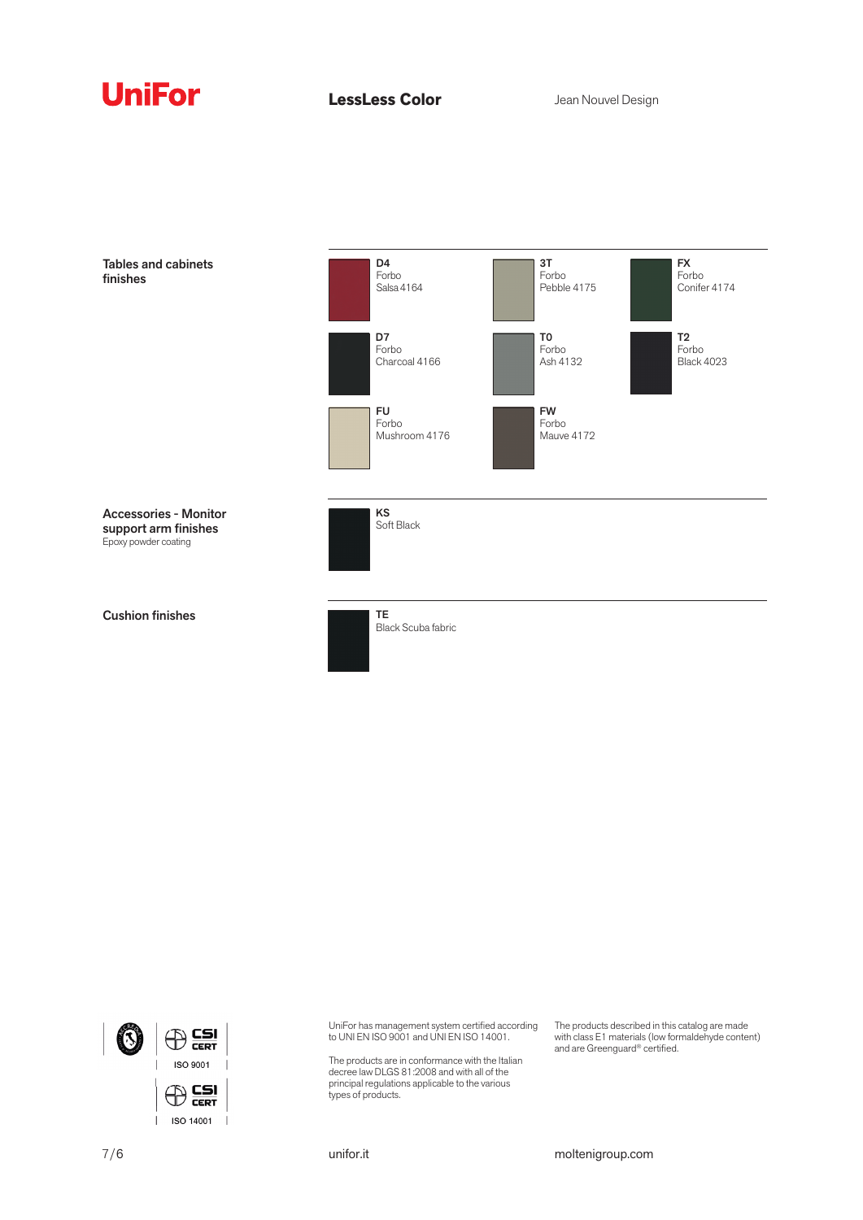# UniFor

**LessLess Color**

Jean Nouvel Design

## Tables and cabinets finishes

**D4**
Forbo
Salsa 4164

**3T**
Forbo
Pebble 4175

**FX**
Forbo
Conifer 4174

**D7**
Forbo
Charcoal 4166

**T0**
Forbo
Ash 4132

**T2**
Forbo
Black 4023

**FU**
Forbo
Mushroom 4176

**FW**
Forbo
Mauve 4172

## Accessories - Monitor support arm finishes

Epoxy powder coating

**KS**
Soft Black

## Cushion finishes

**TE**
Black Scuba fabric

CSI CERT ISO 9001

CSI CERT ISO 14001

UniFor has management system certified according to UNI EN ISO 9001 and UNI EN ISO 14001.

The products are in conformance with the Italian decree law DLGS 81:2008 and with all of the principal regulations applicable to the various types of products.

The products described in this catalog are made with class E1 materials (low formaldehyde content) and are Greenguard® certified.

unifor.it

moltenigroup.com